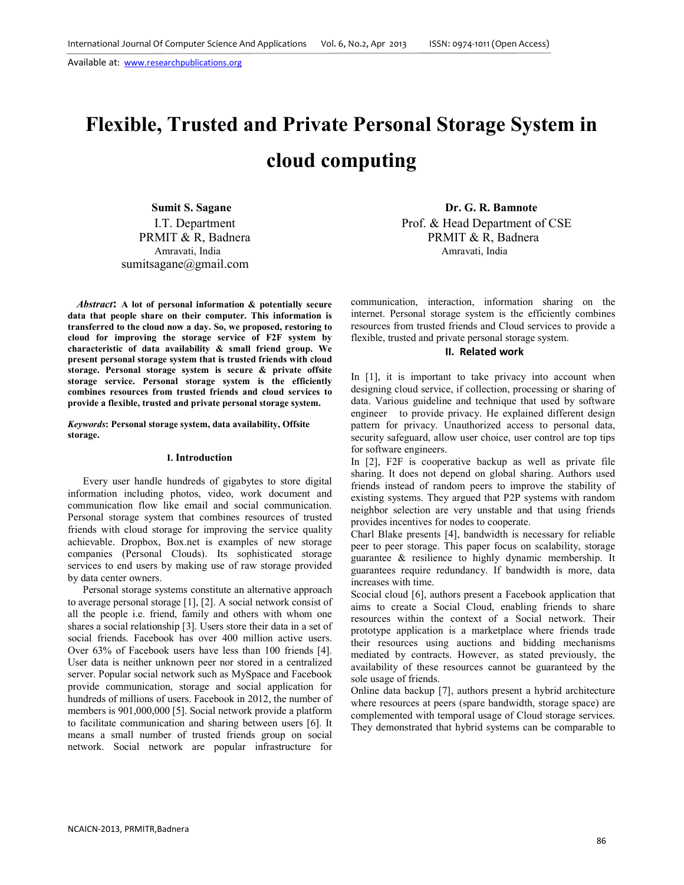# Flexible, Trusted and Private Personal Storage System in cloud computing

**Sumit S. Sagane**
I.T. Department
PRMIT & R, Badnera
Amravati, India
sumitsagane@gmail.com

**Dr. G. R. Bamnote**
Prof. & Head Department of CSE
PRMIT & R, Badnera
Amravati, India

***Abstract*: A lot of personal information & potentially secure data that people share on their computer. This information is transferred to the cloud now a day. So, we proposed, restoring to cloud for improving the storage service of F2F system by characteristic of data availability & small friend group. We present personal storage system that is trusted friends with cloud storage. Personal storage system is secure & private offsite storage service. Personal storage system is the efficiently combines resources from trusted friends and cloud services to provide a flexible, trusted and private personal storage system.**

***Keywords*: Personal storage system, data availability, Offsite storage.**

## I. Introduction

Every user handle hundreds of gigabytes to store digital information including photos, video, work document and communication flow like email and social communication. Personal storage system that combines resources of trusted friends with cloud storage for improving the service quality achievable. Dropbox, Box.net is examples of new storage companies (Personal Clouds). Its sophisticated storage services to end users by making use of raw storage provided by data center owners.

Personal storage systems constitute an alternative approach to average personal storage [1], [2]. A social network consist of all the people i.e. friend, family and others with whom one shares a social relationship [3]. Users store their data in a set of social friends. Facebook has over 400 million active users. Over 63% of Facebook users have less than 100 friends [4]. User data is neither unknown peer nor stored in a centralized server. Popular social network such as MySpace and Facebook provide communication, storage and social application for hundreds of millions of users. Facebook in 2012, the number of members is 901,000,000 [5]. Social network provide a platform to facilitate communication and sharing between users [6]. It means a small number of trusted friends group on social network. Social network are popular infrastructure for communication, interaction, information sharing on the internet. Personal storage system is the efficiently combines resources from trusted friends and Cloud services to provide a flexible, trusted and private personal storage system.

## II. Related work

In [1], it is important to take privacy into account when designing cloud service, if collection, processing or sharing of data. Various guideline and technique that used by software engineer to provide privacy. He explained different design pattern for privacy. Unauthorized access to personal data, security safeguard, allow user choice, user control are top tips for software engineers.

In [2], F2F is cooperative backup as well as private file sharing. It does not depend on global sharing. Authors used friends instead of random peers to improve the stability of existing systems. They argued that P2P systems with random neighbor selection are very unstable and that using friends provides incentives for nodes to cooperate.

Charl Blake presents [4], bandwidth is necessary for reliable peer to peer storage. This paper focus on scalability, storage guarantee & resilience to highly dynamic membership. It guarantees require redundancy. If bandwidth is more, data increases with time.

Ssocial cloud [6], authors present a Facebook application that aims to create a Social Cloud, enabling friends to share resources within the context of a Social network. Their prototype application is a marketplace where friends trade their resources using auctions and bidding mechanisms mediated by contracts. However, as stated previously, the availability of these resources cannot be guaranteed by the sole usage of friends.

Online data backup [7], authors present a hybrid architecture where resources at peers (spare bandwidth, storage space) are complemented with temporal usage of Cloud storage services. They demonstrated that hybrid systems can be comparable to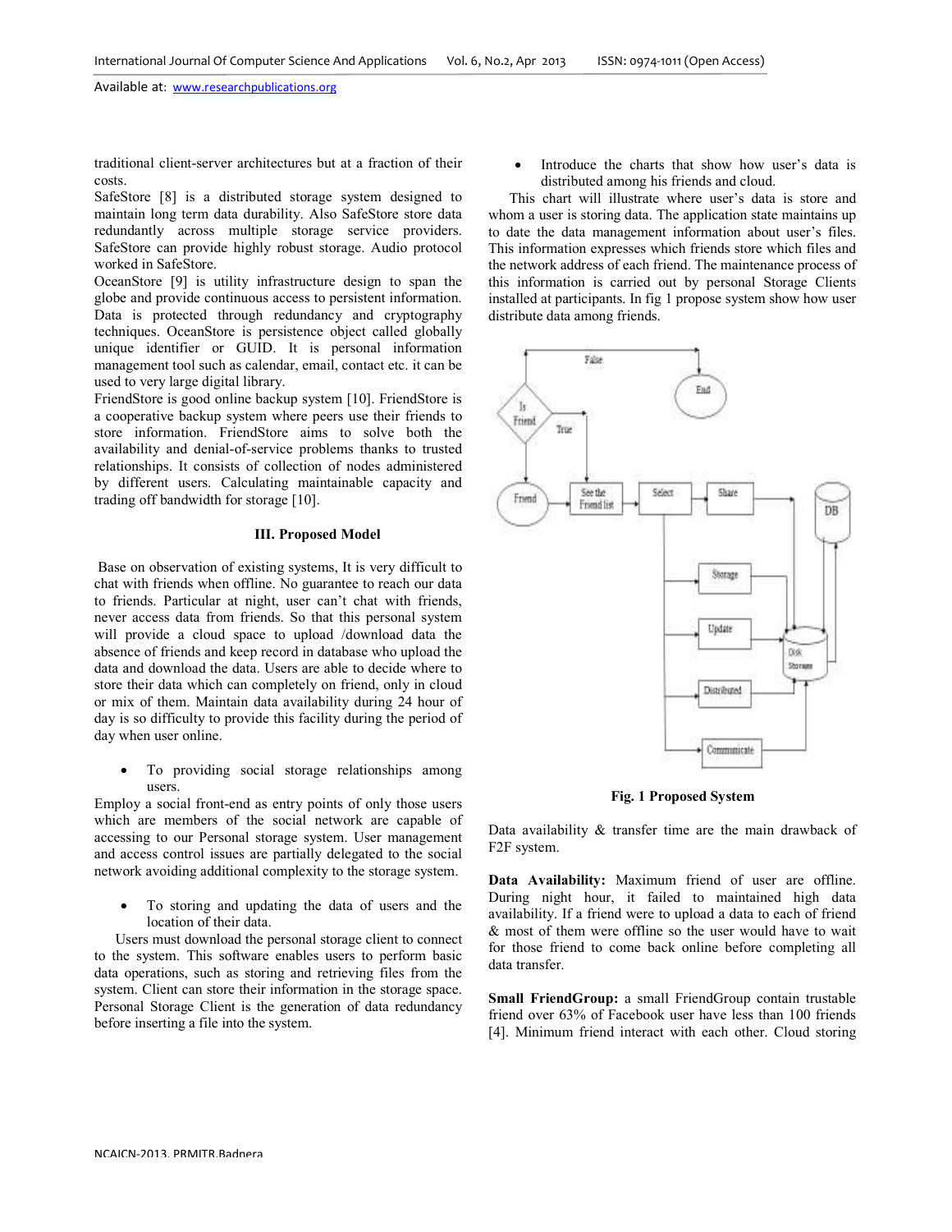traditional client-server architectures but at a fraction of their costs.

SafeStore [8] is a distributed storage system designed to maintain long term data durability. Also SafeStore store data redundantly across multiple storage service providers. SafeStore can provide highly robust storage. Audio protocol worked in SafeStore.

OceanStore [9] is utility infrastructure design to span the globe and provide continuous access to persistent information. Data is protected through redundancy and cryptography techniques. OceanStore is persistence object called globally unique identifier or GUID. It is personal information management tool such as calendar, email, contact etc. it can be used to very large digital library.

FriendStore is good online backup system [10]. FriendStore is a cooperative backup system where peers use their friends to store information. FriendStore aims to solve both the availability and denial-of-service problems thanks to trusted relationships. It consists of collection of nodes administered by different users. Calculating maintainable capacity and trading off bandwidth for storage [10].

### III. Proposed Model

Base on observation of existing systems, It is very difficult to chat with friends when offline. No guarantee to reach our data to friends. Particular at night, user can't chat with friends, never access data from friends. So that this personal system will provide a cloud space to upload /download data the absence of friends and keep record in database who upload the data and download the data. Users are able to decide where to store their data which can completely on friend, only in cloud or mix of them. Maintain data availability during 24 hour of day is so difficulty to provide this facility during the period of day when user online.

- To providing social storage relationships among users.

Employ a social front-end as entry points of only those users which are members of the social network are capable of accessing to our Personal storage system. User management and access control issues are partially delegated to the social network avoiding additional complexity to the storage system.

- To storing and updating the data of users and the location of their data.

Users must download the personal storage client to connect to the system. This software enables users to perform basic data operations, such as storing and retrieving files from the system. Client can store their information in the storage space. Personal Storage Client is the generation of data redundancy before inserting a file into the system.

- Introduce the charts that show how user's data is distributed among his friends and cloud.

This chart will illustrate where user's data is store and whom a user is storing data. The application state maintains up to date the data management information about user's files. This information expresses which friends store which files and the network address of each friend. The maintenance process of this information is carried out by personal Storage Clients installed at participants. In fig 1 propose system show how user distribute data among friends.

**Fig. 1 Proposed System**

Data availability & transfer time are the main drawback of F2F system.

**Data Availability:** Maximum friend of user are offline. During night hour, it failed to maintained high data availability. If a friend were to upload a data to each of friend & most of them were offline so the user would have to wait for those friend to come back online before completing all data transfer.

**Small FriendGroup:** a small FriendGroup contain trustable friend over 63% of Facebook user have less than 100 friends [4]. Minimum friend interact with each other. Cloud storing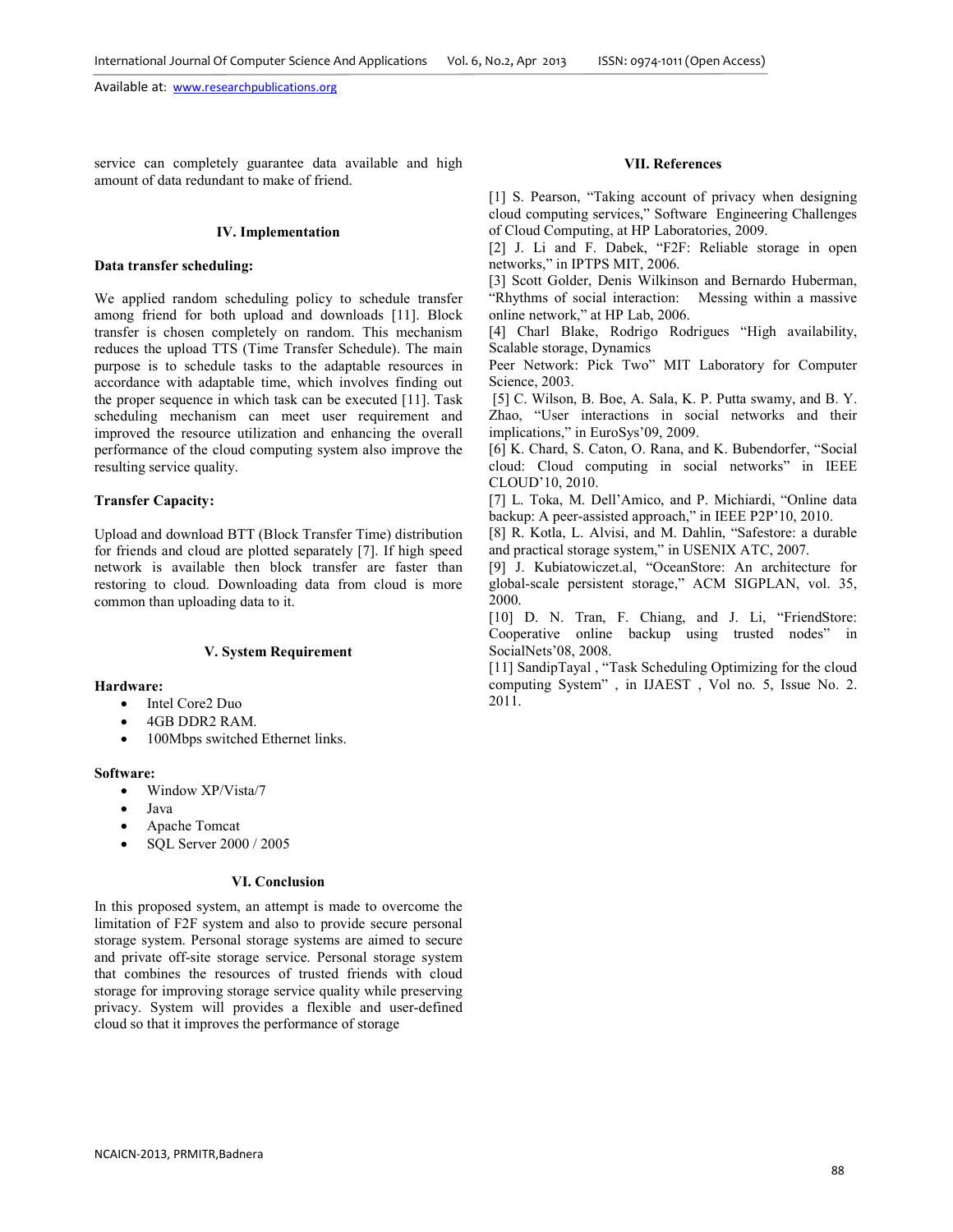service can completely guarantee data available and high amount of data redundant to make of friend.

## IV. Implementation

**Data transfer scheduling:**

We applied random scheduling policy to schedule transfer among friend for both upload and downloads [11]. Block transfer is chosen completely on random. This mechanism reduces the upload TTS (Time Transfer Schedule). The main purpose is to schedule tasks to the adaptable resources in accordance with adaptable time, which involves finding out the proper sequence in which task can be executed [11]. Task scheduling mechanism can meet user requirement and improved the resource utilization and enhancing the overall performance of the cloud computing system also improve the resulting service quality.

**Transfer Capacity:**

Upload and download BTT (Block Transfer Time) distribution for friends and cloud are plotted separately [7]. If high speed network is available then block transfer are faster than restoring to cloud. Downloading data from cloud is more common than uploading data to it.

## V. System Requirement

**Hardware:**

- Intel Core2 Duo
- 4GB DDR2 RAM.
- 100Mbps switched Ethernet links.

**Software:**

- Window XP/Vista/7
- Java
- Apache Tomcat
- SQL Server 2000 / 2005

## VI. Conclusion

In this proposed system, an attempt is made to overcome the limitation of F2F system and also to provide secure personal storage system. Personal storage systems are aimed to secure and private off-site storage service. Personal storage system that combines the resources of trusted friends with cloud storage for improving storage service quality while preserving privacy. System will provides a flexible and user-defined cloud so that it improves the performance of storage

## VII. References

[1] S. Pearson, "Taking account of privacy when designing cloud computing services," Software Engineering Challenges of Cloud Computing, at HP Laboratories, 2009.

[2] J. Li and F. Dabek, "F2F: Reliable storage in open networks," in IPTPS MIT, 2006.

[3] Scott Golder, Denis Wilkinson and Bernardo Huberman, "Rhythms of social interaction: Messing within a massive online network," at HP Lab, 2006.

[4] Charl Blake, Rodrigo Rodrigues "High availability, Scalable storage, Dynamics Peer Network: Pick Two" MIT Laboratory for Computer Science, 2003.

[5] C. Wilson, B. Boe, A. Sala, K. P. Putta swamy, and B. Y. Zhao, "User interactions in social networks and their implications," in EuroSys'09, 2009.

[6] K. Chard, S. Caton, O. Rana, and K. Bubendorfer, "Social cloud: Cloud computing in social networks" in IEEE CLOUD'10, 2010.

[7] L. Toka, M. Dell'Amico, and P. Michiardi, "Online data backup: A peer-assisted approach," in IEEE P2P'10, 2010.

[8] R. Kotla, L. Alvisi, and M. Dahlin, "Safestore: a durable and practical storage system," in USENIX ATC, 2007.

[9] J. Kubiatowiczet.al, "OceanStore: An architecture for global-scale persistent storage," ACM SIGPLAN, vol. 35, 2000.

[10] D. N. Tran, F. Chiang, and J. Li, "FriendStore: Cooperative online backup using trusted nodes" in SocialNets'08, 2008.

[11] SandipTayal , "Task Scheduling Optimizing for the cloud computing System" , in IJAEST , Vol no. 5, Issue No. 2. 2011.